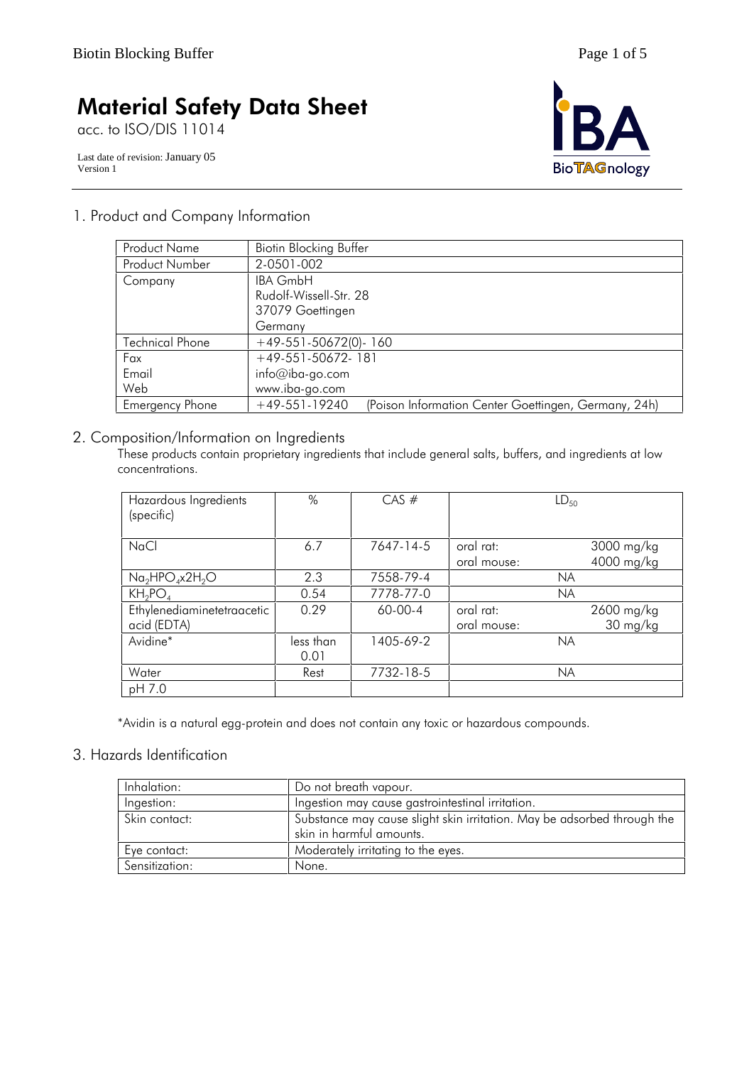# Material Safety Data Sheet

acc. to ISO/DIS 11014

Last date of revision: January 05
Version 1

## 1. Product and Company Information

| | |
|---|---|
| Product Name | Biotin Blocking Buffer |
| Product Number | 2-0501-002 |
| Company | IBA GmbH<br>Rudolf-Wissell-Str. 28<br>37079 Goettingen<br>Germany |
| Technical Phone | +49-551-50672(0)- 160 |
| Fax<br>Email<br>Web | +49-551-50672- 181<br>info@iba-go.com<br>www.iba-go.com |
| Emergency Phone | +49-551-19240 (Poison Information Center Goettingen, Germany, 24h) |

## 2. Composition/Information on Ingredients

These products contain proprietary ingredients that include general salts, buffers, and ingredients at low concentrations.

| Hazardous Ingredients (specific) | % | CAS # | $LD_{50}$ | |
|---|---|---|---|---|
| NaCl | 6.7 | 7647-14-5 | oral rat:<br>oral mouse: | 3000 mg/kg<br>4000 mg/kg |
| $Na_2HPO_4x2H_2O$ | 2.3 | 7558-79-4 | NA | |
| $KH_2PO_4$ | 0.54 | 7778-77-0 | NA | |
| Ethylenediaminetetraacetic acid (EDTA) | 0.29 | 60-00-4 | oral rat:<br>oral mouse: | 2600 mg/kg<br>30 mg/kg |
| Avidine* | less than 0.01 | 1405-69-2 | NA | |
| Water | Rest | 7732-18-5 | NA | |
| pH 7.0 | | | | |

*Avidin is a natural egg-protein and does not contain any toxic or hazardous compounds.

## 3. Hazards Identification

| | |
|---|---|
| Inhalation: | Do not breath vapour. |
| Ingestion: | Ingestion may cause gastrointestinal irritation. |
| Skin contact: | Substance may cause slight skin irritation. May be adsorbed through the skin in harmful amounts. |
| Eye contact: | Moderately irritating to the eyes. |
| Sensitization: | None. |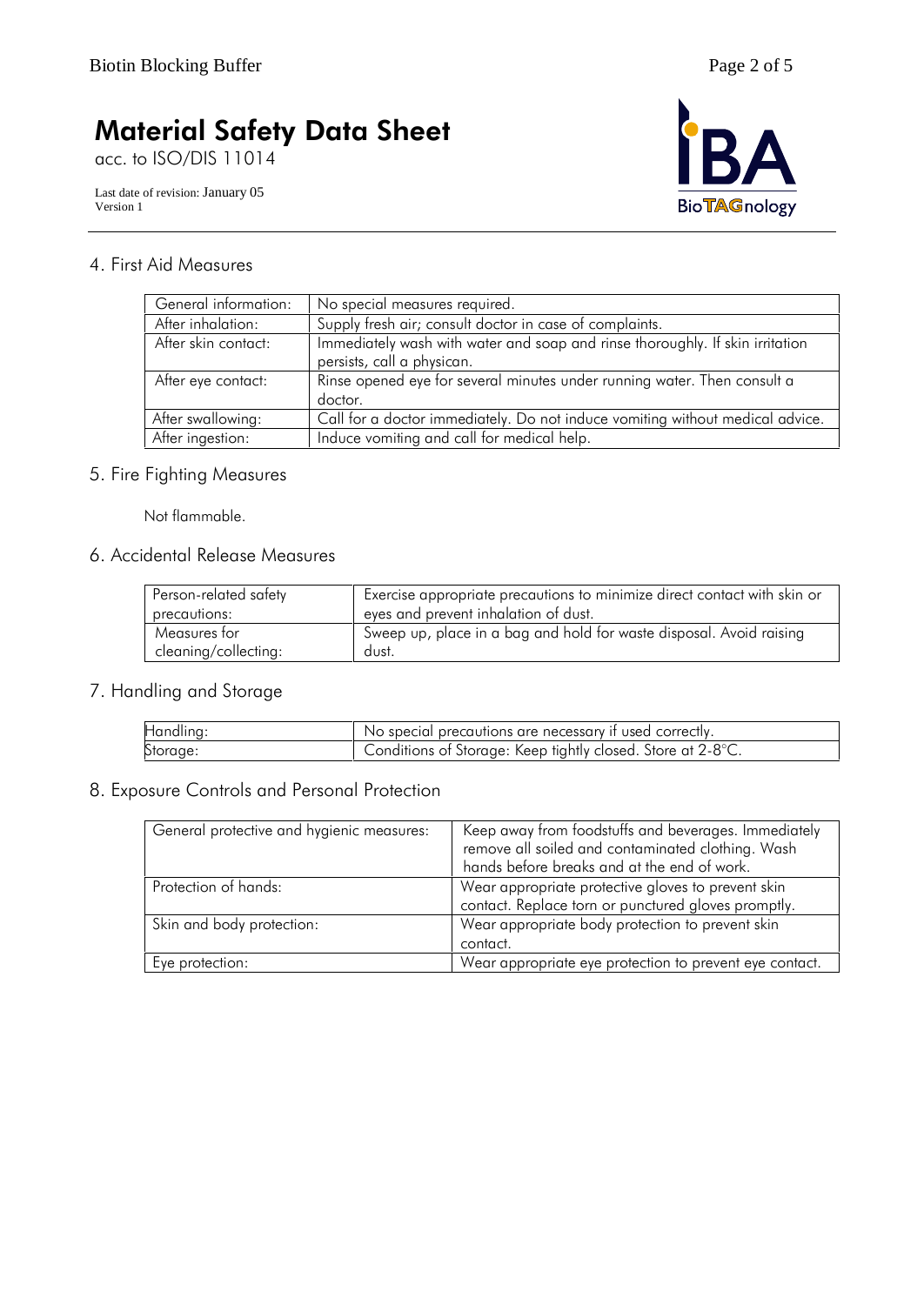# Material Safety Data Sheet

acc. to ISO/DIS 11014

Last date of revision: January 05
Version 1

## 4. First Aid Measures

| | |
|---|---|
| General information: | No special measures required. |
| After inhalation: | Supply fresh air; consult doctor in case of complaints. |
| After skin contact: | Immediately wash with water and soap and rinse thoroughly. If skin irritation persists, call a physican. |
| After eye contact: | Rinse opened eye for several minutes under running water. Then consult a doctor. |
| After swallowing: | Call for a doctor immediately. Do not induce vomiting without medical advice. |
| After ingestion: | Induce vomiting and call for medical help. |

## 5. Fire Fighting Measures

Not flammable.

## 6. Accidental Release Measures

| | |
|---|---|
| Person-related safety precautions: | Exercise appropriate precautions to minimize direct contact with skin or eyes and prevent inhalation of dust. |
| Measures for cleaning/collecting: | Sweep up, place in a bag and hold for waste disposal. Avoid raising dust. |

## 7. Handling and Storage

| | |
|---|---|
| Handling: | No special precautions are necessary if used correctly. |
| Storage: | Conditions of Storage: Keep tightly closed. Store at 2-8°C. |

## 8. Exposure Controls and Personal Protection

| | |
|---|---|
| General protective and hygienic measures: | Keep away from foodstuffs and beverages. Immediately remove all soiled and contaminated clothing. Wash hands before breaks and at the end of work. |
| Protection of hands: | Wear appropriate protective gloves to prevent skin contact. Replace torn or punctured gloves promptly. |
| Skin and body protection: | Wear appropriate body protection to prevent skin contact. |
| Eye protection: | Wear appropriate eye protection to prevent eye contact. |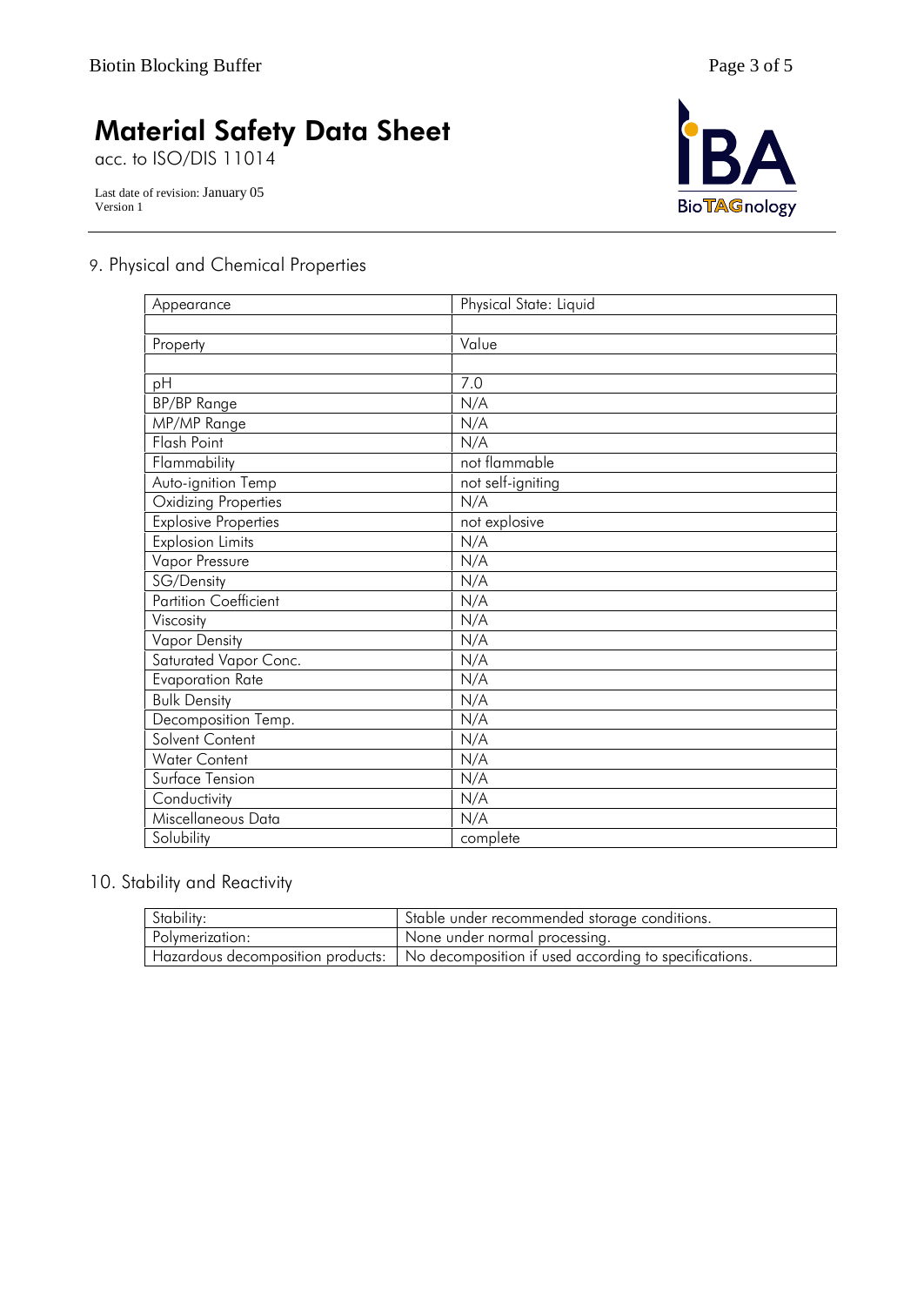# Material Safety Data Sheet

acc. to ISO/DIS 11014

Last date of revision: January 05
Version 1

## 9. Physical and Chemical Properties

| Appearance | Physical State: Liquid |
|---|---|
| | |
| Property | Value |
| | |
| pH | 7.0 |
| BP/BP Range | N/A |
| MP/MP Range | N/A |
| Flash Point | N/A |
| Flammability | not flammable |
| Auto-ignition Temp | not self-igniting |
| Oxidizing Properties | N/A |
| Explosive Properties | not explosive |
| Explosion Limits | N/A |
| Vapor Pressure | N/A |
| SG/Density | N/A |
| Partition Coefficient | N/A |
| Viscosity | N/A |
| Vapor Density | N/A |
| Saturated Vapor Conc. | N/A |
| Evaporation Rate | N/A |
| Bulk Density | N/A |
| Decomposition Temp. | N/A |
| Solvent Content | N/A |
| Water Content | N/A |
| Surface Tension | N/A |
| Conductivity | N/A |
| Miscellaneous Data | N/A |
| Solubility | complete |

## 10. Stability and Reactivity

| Stability: | Stable under recommended storage conditions. |
|---|---|
| Polymerization: | None under normal processing. |
| Hazardous decomposition products: | No decomposition if used according to specifications. |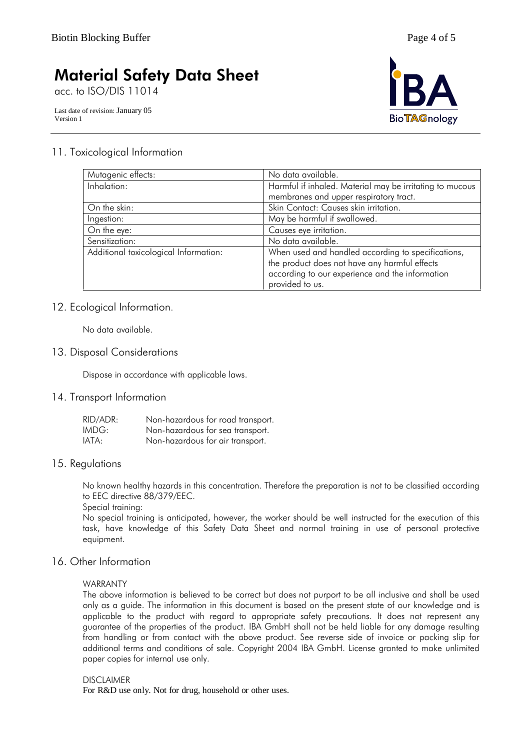## 11. Toxicological Information

| | |
|---|---|
| Mutagenic effects: | No data available. |
| Inhalation: | Harmful if inhaled. Material may be irritating to mucous membranes and upper respiratory tract. |
| On the skin: | Skin Contact: Causes skin irritation. |
| Ingestion: | May be harmful if swallowed. |
| On the eye: | Causes eye irritation. |
| Sensitization: | No data available. |
| Additional toxicological Information: | When used and handled according to specifications, the product does not have any harmful effects according to our experience and the information provided to us. |

## 12. Ecological Information.

No data available.

## 13. Disposal Considerations

Dispose in accordance with applicable laws.

## 14. Transport Information

RID/ADR: Non-hazardous for road transport.
IMDG: Non-hazardous for sea transport.
IATA: Non-hazardous for air transport.

## 15. Regulations

No known healthy hazards in this concentration. Therefore the preparation is not to be classified according to EEC directive 88/379/EEC.

Special training:

No special training is anticipated, however, the worker should be well instructed for the execution of this task, have knowledge of this Safety Data Sheet and normal training in use of personal protective equipment.

## 16. Other Information

WARRANTY

The above information is believed to be correct but does not purport to be all inclusive and shall be used only as a guide. The information in this document is based on the present state of our knowledge and is applicable to the product with regard to appropriate safety precautions. It does not represent any guarantee of the properties of the product. IBA GmbH shall not be held liable for any damage resulting from handling or from contact with the above product. See reverse side of invoice or packing slip for additional terms and conditions of sale. Copyright 2004 IBA GmbH. License granted to make unlimited paper copies for internal use only.

DISCLAIMER

For R&D use only. Not for drug, household or other uses.